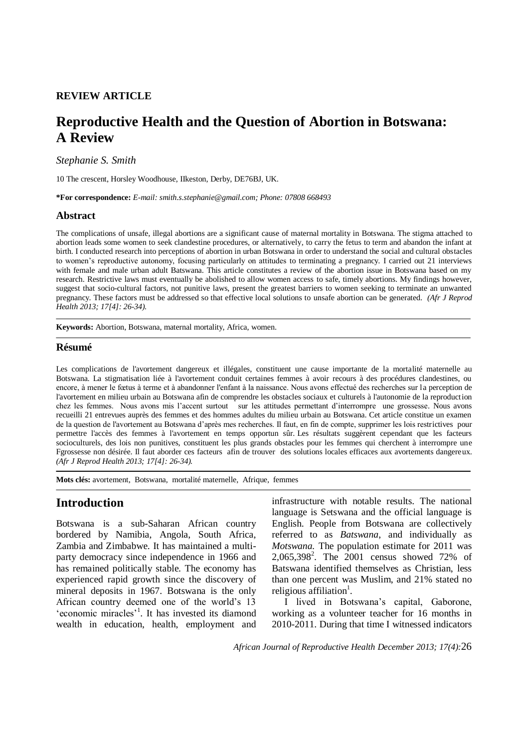**REVIEW ARTICLE**

# Reproductive Health and the Question of Abortion in Botswana: A Review

*Stephanie S. Smith*

10 The crescent, Horsley Woodhouse, IIkeston, Derby, DE76BJ, UK.

**\*For correspondence:** *E-mail: smith.s.stephanie@gmail.com; Phone: 07808 668493*

## Abstract

The complications of unsafe, illegal abortions are a significant cause of maternal mortality in Botswana. The stigma attached to abortion leads some women to seek clandestine procedures, or alternatively, to carry the fetus to term and abandon the infant at birth. I conducted research into perceptions of abortion in urban Botswana in order to understand the social and cultural obstacles to women's reproductive autonomy, focusing particularly on attitudes to terminating a pregnancy. I carried out 21 interviews with female and male urban adult Batswana. This article constitutes a review of the abortion issue in Botswana based on my research. Restrictive laws must eventually be abolished to allow women access to safe, timely abortions. My findings however, suggest that socio-cultural factors, not punitive laws, present the greatest barriers to women seeking to terminate an unwanted pregnancy. These factors must be addressed so that effective local solutions to unsafe abortion can be generated. *(Afr J Reprod Health 2013; 17[4]: 26-34).*

**Keywords:** Abortion, Botswana, maternal mortality, Africa, women.

## Résumé

Les complications de l'avortement dangereux et illégales, constituent une cause importante de la mortalité maternelle au Botswana. La stigmatisation liée à l'avortement conduit certaines femmes à avoir recours à des procédures clandestines, ou encore, à mener le fœtus à terme et à abandonner l'enfant à la naissance. Nous avons effectué des recherches sur la perception de l'avortement en milieu urbain au Botswana afin de comprendre les obstacles sociaux et culturels à l'autonomie de la reproduction chez les femmes. Nous avons mis l'accent surtout sur les attitudes permettant d'interrompre une grossesse. Nous avons recueilli 21 entrevues auprès des femmes et des hommes adultes du milieu urbain au Botswana. Cet article constitue un examen de la question de l'avortement au Botswana d'après mes recherches. Il faut, en fin de compte, supprimer les lois restrictives pour permettre l'accès des femmes à l'avortement en temps opportun sûr. Les résultats suggèrent cependant que les facteurs socioculturels, des lois non punitives, constituent les plus grands obstacles pour les femmes qui cherchent à interrompre une Fgrossesse non désirée. Il faut aborder ces facteurs afin de trouver des solutions locales efficaces aux avortements dangereux. *(Afr J Reprod Health 2013; 17[4]: 26-34).*

**Mots clés:** avortement, Botswana, mortalité maternelle, Afrique, femmes

## Introduction

Botswana is a sub-Saharan African country bordered by Namibia, Angola, South Africa, Zambia and Zimbabwe. It has maintained a multi-party democracy since independence in 1966 and has remained politically stable. The economy has experienced rapid growth since the discovery of mineral deposits in 1967. Botswana is the only African country deemed one of the world's 13 'economic miracles'[1]. It has invested its diamond wealth in education, health, employment and infrastructure with notable results. The national language is Setswana and the official language is English. People from Botswana are collectively referred to as *Batswana*, and individually as *Motswana.* The population estimate for 2011 was 2,065,398[2]. The 2001 census showed 72% of Batswana identified themselves as Christian, less than one percent was Muslim, and 21% stated no religious affiliation[1].

I lived in Botswana's capital, Gaborone, working as a volunteer teacher for 16 months in 2010-2011. During that time I witnessed indicators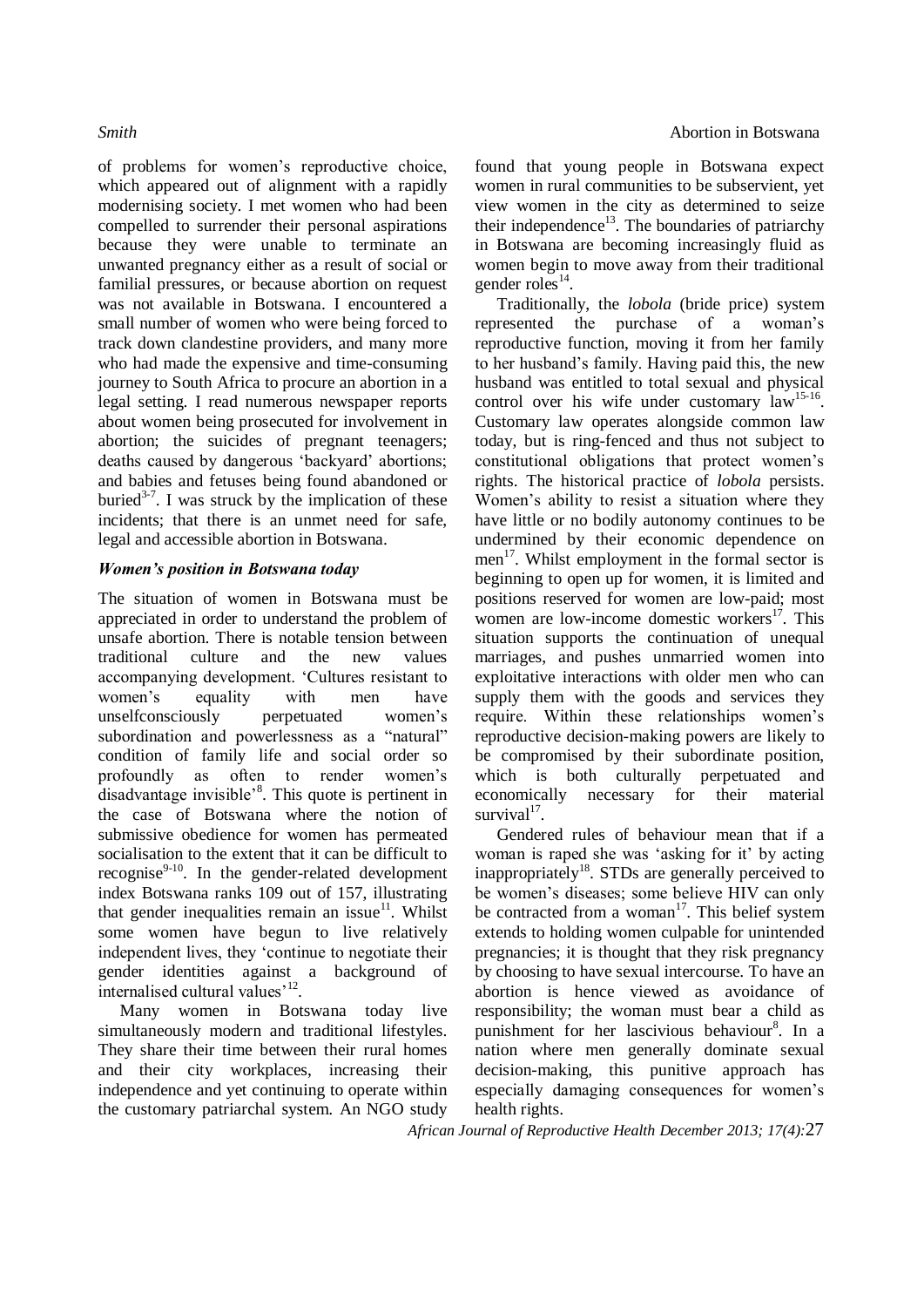of problems for women's reproductive choice, which appeared out of alignment with a rapidly modernising society. I met women who had been compelled to surrender their personal aspirations because they were unable to terminate an unwanted pregnancy either as a result of social or familial pressures, or because abortion on request was not available in Botswana. I encountered a small number of women who were being forced to track down clandestine providers, and many more who had made the expensive and time-consuming journey to South Africa to procure an abortion in a legal setting. I read numerous newspaper reports about women being prosecuted for involvement in abortion; the suicides of pregnant teenagers; deaths caused by dangerous 'backyard' abortions; and babies and fetuses being found abandoned or buried[3-7]. I was struck by the implication of these incidents; that there is an unmet need for safe, legal and accessible abortion in Botswana.

### *Women's position in Botswana today*

The situation of women in Botswana must be appreciated in order to understand the problem of unsafe abortion. There is notable tension between traditional culture and the new values accompanying development. 'Cultures resistant to women's equality with men have unselfconsciously perpetuated women's subordination and powerlessness as a "natural" condition of family life and social order so profoundly as often to render women's disadvantage invisible'[8]. This quote is pertinent in the case of Botswana where the notion of submissive obedience for women has permeated socialisation to the extent that it can be difficult to recognise[9-10]. In the gender-related development index Botswana ranks 109 out of 157, illustrating that gender inequalities remain an issue[11]. Whilst some women have begun to live relatively independent lives, they 'continue to negotiate their gender identities against a background of internalised cultural values'[12].

Many women in Botswana today live simultaneously modern and traditional lifestyles. They share their time between their rural homes and their city workplaces, increasing their independence and yet continuing to operate within the customary patriarchal system. An NGO study found that young people in Botswana expect women in rural communities to be subservient, yet view women in the city as determined to seize their independence[13]. The boundaries of patriarchy in Botswana are becoming increasingly fluid as women begin to move away from their traditional gender roles[14].

Traditionally, the *lobola* (bride price) system represented the purchase of a woman's reproductive function, moving it from her family to her husband's family. Having paid this, the new husband was entitled to total sexual and physical control over his wife under customary law[15-16]. Customary law operates alongside common law today, but is ring-fenced and thus not subject to constitutional obligations that protect women's rights. The historical practice of *lobola* persists. Women's ability to resist a situation where they have little or no bodily autonomy continues to be undermined by their economic dependence on men[17]. Whilst employment in the formal sector is beginning to open up for women, it is limited and positions reserved for women are low-paid; most women are low-income domestic workers[17]. This situation supports the continuation of unequal marriages, and pushes unmarried women into exploitative interactions with older men who can supply them with the goods and services they require. Within these relationships women's reproductive decision-making powers are likely to be compromised by their subordinate position, which is both culturally perpetuated and economically necessary for their material survival[17].

Gendered rules of behaviour mean that if a woman is raped she was 'asking for it' by acting inappropriately[18]. STDs are generally perceived to be women's diseases; some believe HIV can only be contracted from a woman[17]. This belief system extends to holding women culpable for unintended pregnancies; it is thought that they risk pregnancy by choosing to have sexual intercourse. To have an abortion is hence viewed as avoidance of responsibility; the woman must bear a child as punishment for her lascivious behaviour[8]. In a nation where men generally dominate sexual decision-making, this punitive approach has especially damaging consequences for women's health rights.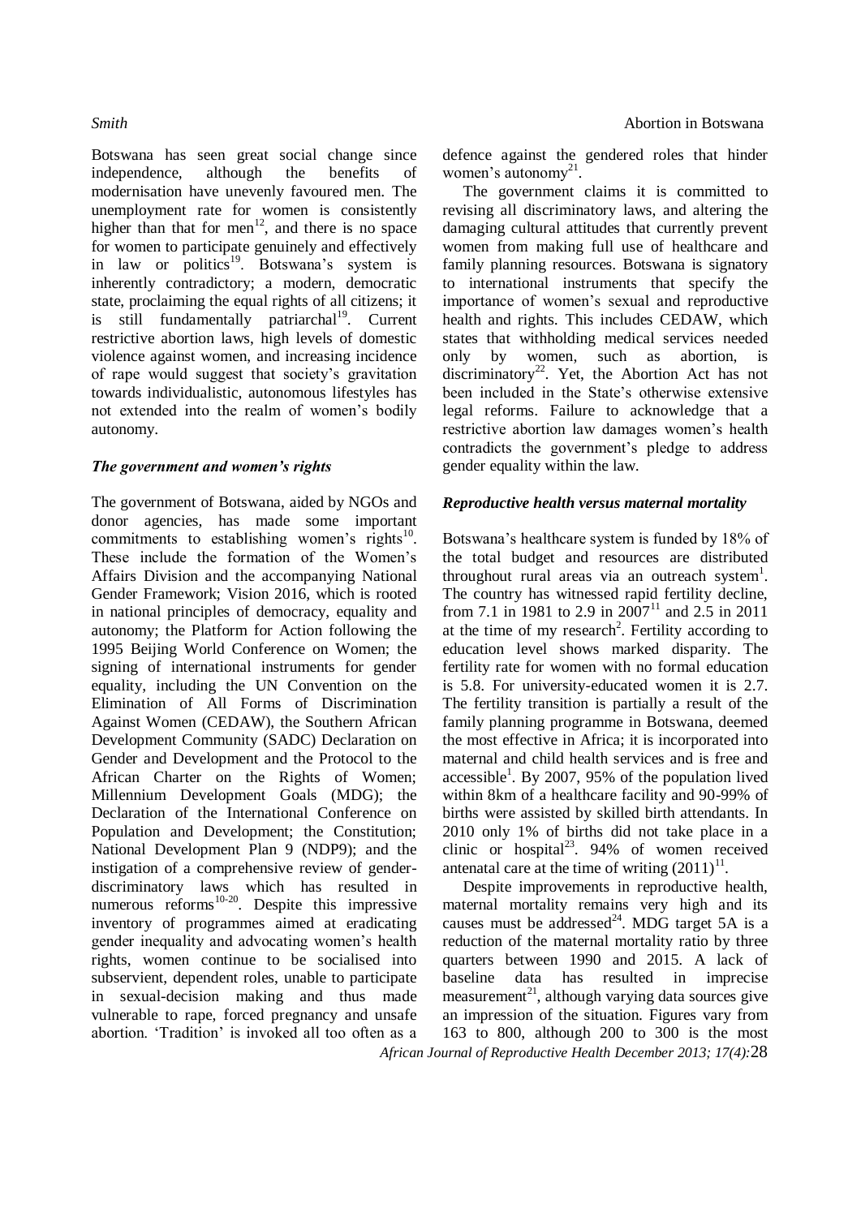Botswana has seen great social change since independence, although the benefits of modernisation have unevenly favoured men. The unemployment rate for women is consistently higher than that for men[12], and there is no space for women to participate genuinely and effectively in law or politics[19]. Botswana's system is inherently contradictory; a modern, democratic state, proclaiming the equal rights of all citizens; it is still fundamentally patriarchal[19]. Current restrictive abortion laws, high levels of domestic violence against women, and increasing incidence of rape would suggest that society's gravitation towards individualistic, autonomous lifestyles has not extended into the realm of women's bodily autonomy.

### *The government and women's rights*

The government of Botswana, aided by NGOs and donor agencies, has made some important commitments to establishing women's rights[10]. These include the formation of the Women's Affairs Division and the accompanying National Gender Framework; Vision 2016, which is rooted in national principles of democracy, equality and autonomy; the Platform for Action following the 1995 Beijing World Conference on Women; the signing of international instruments for gender equality, including the UN Convention on the Elimination of All Forms of Discrimination Against Women (CEDAW), the Southern African Development Community (SADC) Declaration on Gender and Development and the Protocol to the African Charter on the Rights of Women; Millennium Development Goals (MDG); the Declaration of the International Conference on Population and Development; the Constitution; National Development Plan 9 (NDP9); and the instigation of a comprehensive review of gender-discriminatory laws which has resulted in numerous reforms[10-20]. Despite this impressive inventory of programmes aimed at eradicating gender inequality and advocating women's health rights, women continue to be socialised into subservient, dependent roles, unable to participate in sexual-decision making and thus made vulnerable to rape, forced pregnancy and unsafe abortion. 'Tradition' is invoked all too often as a defence against the gendered roles that hinder women's autonomy[21].

The government claims it is committed to revising all discriminatory laws, and altering the damaging cultural attitudes that currently prevent women from making full use of healthcare and family planning resources. Botswana is signatory to international instruments that specify the importance of women's sexual and reproductive health and rights. This includes CEDAW, which states that withholding medical services needed only by women, such as abortion, is discriminatory[22]. Yet, the Abortion Act has not been included in the State's otherwise extensive legal reforms. Failure to acknowledge that a restrictive abortion law damages women's health contradicts the government's pledge to address gender equality within the law.

### *Reproductive health versus maternal mortality*

Botswana's healthcare system is funded by 18% of the total budget and resources are distributed throughout rural areas via an outreach system[1]. The country has witnessed rapid fertility decline, from 7.1 in 1981 to 2.9 in 2007[11] and 2.5 in 2011 at the time of my research[2]. Fertility according to education level shows marked disparity. The fertility rate for women with no formal education is 5.8. For university-educated women it is 2.7. The fertility transition is partially a result of the family planning programme in Botswana, deemed the most effective in Africa; it is incorporated into maternal and child health services and is free and accessible[1]. By 2007, 95% of the population lived within 8km of a healthcare facility and 90-99% of births were assisted by skilled birth attendants. In 2010 only 1% of births did not take place in a clinic or hospital[23]. 94% of women received antenatal care at the time of writing (2011)[11].

Despite improvements in reproductive health, maternal mortality remains very high and its causes must be addressed[24]. MDG target 5A is a reduction of the maternal mortality ratio by three quarters between 1990 and 2015. A lack of baseline data has resulted in imprecise measurement[21], although varying data sources give an impression of the situation. Figures vary from 163 to 800, although 200 to 300 is the most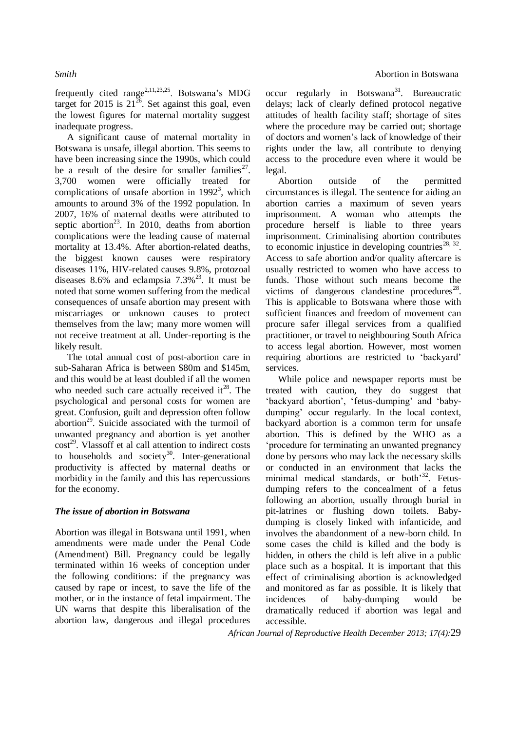frequently cited range[2,11,23,25]. Botswana's MDG target for 2015 is 21[26]. Set against this goal, even the lowest figures for maternal mortality suggest inadequate progress.

A significant cause of maternal mortality in Botswana is unsafe, illegal abortion. This seems to have been increasing since the 1990s, which could be a result of the desire for smaller families[27]. 3,700 women were officially treated for complications of unsafe abortion in 1992[3], which amounts to around 3% of the 1992 population. In 2007, 16% of maternal deaths were attributed to septic abortion[23]. In 2010, deaths from abortion complications were the leading cause of maternal mortality at 13.4%. After abortion-related deaths, the biggest known causes were respiratory diseases 11%, HIV-related causes 9.8%, protozoal diseases 8.6% and eclampsia 7.3%[23]. It must be noted that some women suffering from the medical consequences of unsafe abortion may present with miscarriages or unknown causes to protect themselves from the law; many more women will not receive treatment at all. Under-reporting is the likely result.

The total annual cost of post-abortion care in sub-Saharan Africa is between \$80m and \$145m, and this would be at least doubled if all the women who needed such care actually received it[28]. The psychological and personal costs for women are great. Confusion, guilt and depression often follow abortion[29]. Suicide associated with the turmoil of unwanted pregnancy and abortion is yet another cost[29]. Vlassoff et al call attention to indirect costs to households and society[30]. Inter-generational productivity is affected by maternal deaths or morbidity in the family and this has repercussions for the economy.

### *The issue of abortion in Botswana*

Abortion was illegal in Botswana until 1991, when amendments were made under the Penal Code (Amendment) Bill. Pregnancy could be legally terminated within 16 weeks of conception under the following conditions: if the pregnancy was caused by rape or incest, to save the life of the mother, or in the instance of fetal impairment. The UN warns that despite this liberalisation of the abortion law, dangerous and illegal procedures occur regularly in Botswana[31]. Bureaucratic delays; lack of clearly defined protocol negative attitudes of health facility staff; shortage of sites where the procedure may be carried out; shortage of doctors and women's lack of knowledge of their rights under the law, all contribute to denying access to the procedure even where it would be legal.

Abortion outside of the permitted circumstances is illegal. The sentence for aiding an abortion carries a maximum of seven years imprisonment. A woman who attempts the procedure herself is liable to three years imprisonment. Criminalising abortion contributes to economic injustice in developing countries[28, 32]. Access to safe abortion and/or quality aftercare is usually restricted to women who have access to funds. Those without such means become the victims of dangerous clandestine procedures[28]. This is applicable to Botswana where those with sufficient finances and freedom of movement can procure safer illegal services from a qualified practitioner, or travel to neighbouring South Africa to access legal abortion. However, most women requiring abortions are restricted to 'backyard' services.

While police and newspaper reports must be treated with caution, they do suggest that 'backyard abortion', 'fetus-dumping' and 'baby-dumping' occur regularly. In the local context, backyard abortion is a common term for unsafe abortion. This is defined by the WHO as a 'procedure for terminating an unwanted pregnancy done by persons who may lack the necessary skills or conducted in an environment that lacks the minimal medical standards, or both'[32]. Fetus-dumping refers to the concealment of a fetus following an abortion, usually through burial in pit-latrines or flushing down toilets. Baby-dumping is closely linked with infanticide, and involves the abandonment of a new-born child. In some cases the child is killed and the body is hidden, in others the child is left alive in a public place such as a hospital. It is important that this effect of criminalising abortion is acknowledged and monitored as far as possible. It is likely that incidences of baby-dumping would be dramatically reduced if abortion was legal and accessible.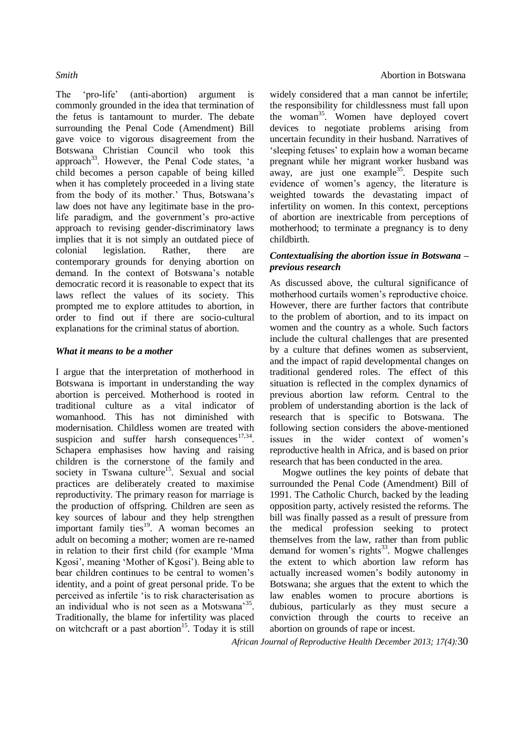The 'pro-life' (anti-abortion) argument is commonly grounded in the idea that termination of the fetus is tantamount to murder. The debate surrounding the Penal Code (Amendment) Bill gave voice to vigorous disagreement from the Botswana Christian Council who took this approach[33]. However, the Penal Code states, 'a child becomes a person capable of being killed when it has completely proceeded in a living state from the body of its mother.' Thus, Botswana's law does not have any legitimate base in the pro-life paradigm, and the government's pro-active approach to revising gender-discriminatory laws implies that it is not simply an outdated piece of colonial legislation. Rather, there are contemporary grounds for denying abortion on demand. In the context of Botswana's notable democratic record it is reasonable to expect that its laws reflect the values of its society. This prompted me to explore attitudes to abortion, in order to find out if there are socio-cultural explanations for the criminal status of abortion.

### *What it means to be a mother*

I argue that the interpretation of motherhood in Botswana is important in understanding the way abortion is perceived. Motherhood is rooted in traditional culture as a vital indicator of womanhood. This has not diminished with modernisation. Childless women are treated with suspicion and suffer harsh consequences[17,34]. Schapera emphasises how having and raising children is the cornerstone of the family and society in Tswana culture[15]. Sexual and social practices are deliberately created to maximise reproductivity. The primary reason for marriage is the production of offspring. Children are seen as key sources of labour and they help strengthen important family ties[19]. A woman becomes an adult on becoming a mother; women are re-named in relation to their first child (for example 'Mma Kgosi', meaning 'Mother of Kgosi'). Being able to bear children continues to be central to women's identity, and a point of great personal pride. To be perceived as infertile 'is to risk characterisation as an individual who is not seen as a Motswana'[35]. Traditionally, the blame for infertility was placed on witchcraft or a past abortion[15]. Today it is still widely considered that a man cannot be infertile; the responsibility for childlessness must fall upon the woman[35]. Women have deployed covert devices to negotiate problems arising from uncertain fecundity in their husband. Narratives of 'sleeping fetuses' to explain how a woman became pregnant while her migrant worker husband was away, are just one example[35]. Despite such evidence of women's agency, the literature is weighted towards the devastating impact of infertility on women. In this context, perceptions of abortion are inextricable from perceptions of motherhood; to terminate a pregnancy is to deny childbirth.

### *Contextualising the abortion issue in Botswana – previous research*

As discussed above, the cultural significance of motherhood curtails women's reproductive choice. However, there are further factors that contribute to the problem of abortion, and to its impact on women and the country as a whole. Such factors include the cultural challenges that are presented by a culture that defines women as subservient, and the impact of rapid developmental changes on traditional gendered roles. The effect of this situation is reflected in the complex dynamics of previous abortion law reform. Central to the problem of understanding abortion is the lack of research that is specific to Botswana. The following section considers the above-mentioned issues in the wider context of women's reproductive health in Africa, and is based on prior research that has been conducted in the area.

Mogwe outlines the key points of debate that surrounded the Penal Code (Amendment) Bill of 1991. The Catholic Church, backed by the leading opposition party, actively resisted the reforms. The bill was finally passed as a result of pressure from the medical profession seeking to protect themselves from the law, rather than from public demand for women's rights[33]. Mogwe challenges the extent to which abortion law reform has actually increased women's bodily autonomy in Botswana; she argues that the extent to which the law enables women to procure abortions is dubious, particularly as they must secure a conviction through the courts to receive an abortion on grounds of rape or incest.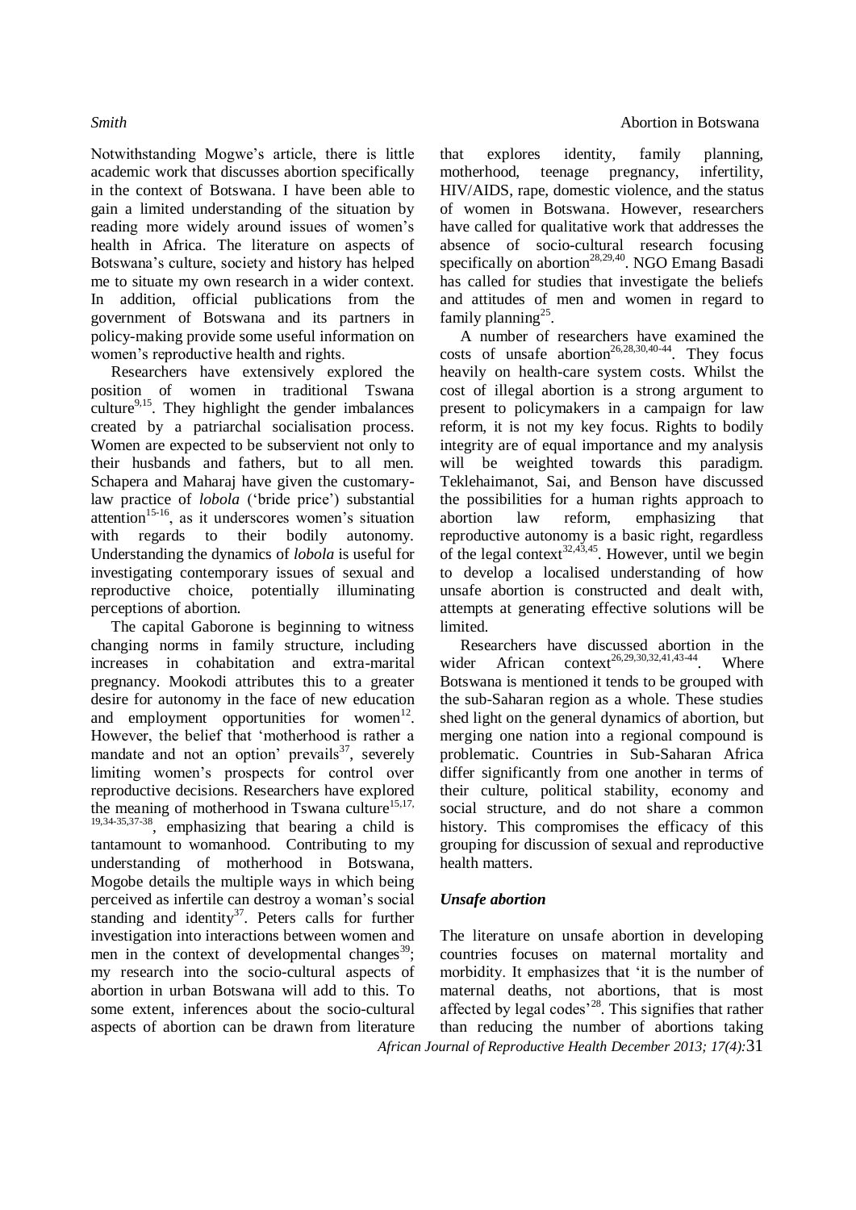Notwithstanding Mogwe's article, there is little academic work that discusses abortion specifically in the context of Botswana. I have been able to gain a limited understanding of the situation by reading more widely around issues of women's health in Africa. The literature on aspects of Botswana's culture, society and history has helped me to situate my own research in a wider context. In addition, official publications from the government of Botswana and its partners in policy-making provide some useful information on women's reproductive health and rights.

Researchers have extensively explored the position of women in traditional Tswana culture[9,15]. They highlight the gender imbalances created by a patriarchal socialisation process. Women are expected to be subservient not only to their husbands and fathers, but to all men. Schapera and Maharaj have given the customary-law practice of *lobola* ('bride price') substantial attention[15-16], as it underscores women's situation with regards to their bodily autonomy. Understanding the dynamics of *lobola* is useful for investigating contemporary issues of sexual and reproductive choice, potentially illuminating perceptions of abortion.

The capital Gaborone is beginning to witness changing norms in family structure, including increases in cohabitation and extra-marital pregnancy. Mookodi attributes this to a greater desire for autonomy in the face of new education and employment opportunities for women[12]. However, the belief that 'motherhood is rather a mandate and not an option' prevails[37], severely limiting women's prospects for control over reproductive decisions. Researchers have explored the meaning of motherhood in Tswana culture[15,17,19,34-35,37-38], emphasizing that bearing a child is tantamount to womanhood. Contributing to my understanding of motherhood in Botswana, Mogobe details the multiple ways in which being perceived as infertile can destroy a woman's social standing and identity[37]. Peters calls for further investigation into interactions between women and men in the context of developmental changes[39]; my research into the socio-cultural aspects of abortion in urban Botswana will add to this. To some extent, inferences about the socio-cultural aspects of abortion can be drawn from literature that explores identity, family planning, motherhood, teenage pregnancy, infertility, HIV/AIDS, rape, domestic violence, and the status of women in Botswana. However, researchers have called for qualitative work that addresses the absence of socio-cultural research focusing specifically on abortion[28,29,40]. NGO Emang Basadi has called for studies that investigate the beliefs and attitudes of men and women in regard to family planning[25].

A number of researchers have examined the costs of unsafe abortion[26,28,30,40-44]. They focus heavily on health-care system costs. Whilst the cost of illegal abortion is a strong argument to present to policymakers in a campaign for law reform, it is not my key focus. Rights to bodily integrity are of equal importance and my analysis will be weighted towards this paradigm. Teklehaimanot, Sai, and Benson have discussed the possibilities for a human rights approach to abortion law reform, emphasizing that reproductive autonomy is a basic right, regardless of the legal context[32,43,45]. However, until we begin to develop a localised understanding of how unsafe abortion is constructed and dealt with, attempts at generating effective solutions will be limited.

Researchers have discussed abortion in the wider African context[26,29,30,32,41,43-44]. Where Botswana is mentioned it tends to be grouped with the sub-Saharan region as a whole. These studies shed light on the general dynamics of abortion, but merging one nation into a regional compound is problematic. Countries in Sub-Saharan Africa differ significantly from one another in terms of their culture, political stability, economy and social structure, and do not share a common history. This compromises the efficacy of this grouping for discussion of sexual and reproductive health matters.

### *Unsafe abortion*

The literature on unsafe abortion in developing countries focuses on maternal mortality and morbidity. It emphasizes that 'it is the number of maternal deaths, not abortions, that is most affected by legal codes'[28]. This signifies that rather than reducing the number of abortions taking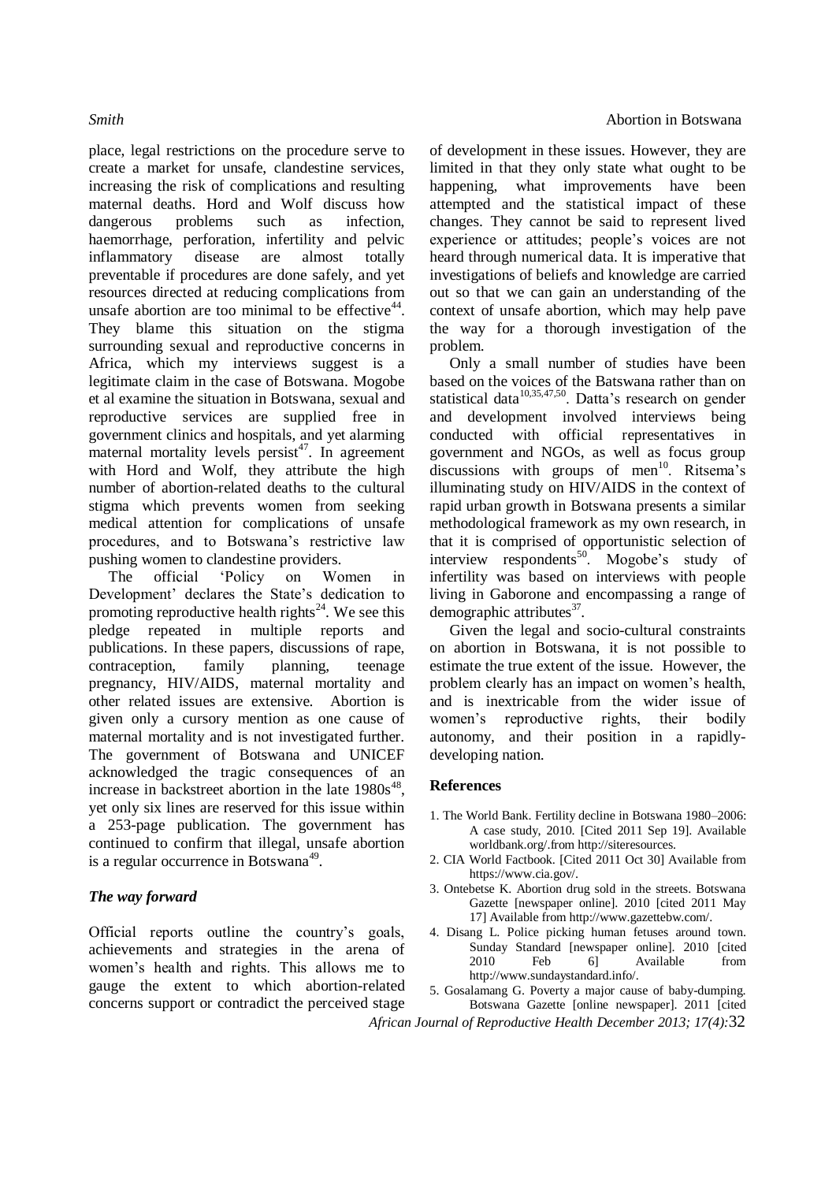place, legal restrictions on the procedure serve to create a market for unsafe, clandestine services, increasing the risk of complications and resulting maternal deaths. Hord and Wolf discuss how dangerous problems such as infection, haemorrhage, perforation, infertility and pelvic inflammatory disease are almost totally preventable if procedures are done safely, and yet resources directed at reducing complications from unsafe abortion are too minimal to be effective[44]. They blame this situation on the stigma surrounding sexual and reproductive concerns in Africa, which my interviews suggest is a legitimate claim in the case of Botswana. Mogobe et al examine the situation in Botswana, sexual and reproductive services are supplied free in government clinics and hospitals, and yet alarming maternal mortality levels persist[47]. In agreement with Hord and Wolf, they attribute the high number of abortion-related deaths to the cultural stigma which prevents women from seeking medical attention for complications of unsafe procedures, and to Botswana's restrictive law pushing women to clandestine providers.

The official 'Policy on Women in Development' declares the State's dedication to promoting reproductive health rights[24]. We see this pledge repeated in multiple reports and publications. In these papers, discussions of rape, contraception, family planning, teenage pregnancy, HIV/AIDS, maternal mortality and other related issues are extensive. Abortion is given only a cursory mention as one cause of maternal mortality and is not investigated further. The government of Botswana and UNICEF acknowledged the tragic consequences of an increase in backstreet abortion in the late 1980s[48], yet only six lines are reserved for this issue within a 253-page publication. The government has continued to confirm that illegal, unsafe abortion is a regular occurrence in Botswana[49].

## *The way forward*

Official reports outline the country's goals, achievements and strategies in the arena of women's health and rights. This allows me to gauge the extent to which abortion-related concerns support or contradict the perceived stage of development in these issues. However, they are limited in that they only state what ought to be happening, what improvements have been attempted and the statistical impact of these changes. They cannot be said to represent lived experience or attitudes; people's voices are not heard through numerical data. It is imperative that investigations of beliefs and knowledge are carried out so that we can gain an understanding of the context of unsafe abortion, which may help pave the way for a thorough investigation of the problem.

Only a small number of studies have been based on the voices of the Batswana rather than on statistical data[10,35,47,50]. Datta's research on gender and development involved interviews being conducted with official representatives in government and NGOs, as well as focus group discussions with groups of men[10]. Ritsema's illuminating study on HIV/AIDS in the context of rapid urban growth in Botswana presents a similar methodological framework as my own research, in that it is comprised of opportunistic selection of interview respondents[50]. Mogobe's study of infertility was based on interviews with people living in Gaborone and encompassing a range of demographic attributes[37].

Given the legal and socio-cultural constraints on abortion in Botswana, it is not possible to estimate the true extent of the issue. However, the problem clearly has an impact on women's health, and is inextricable from the wider issue of women's reproductive rights, their bodily autonomy, and their position in a rapidly-developing nation.

## **References**

1. The World Bank. Fertility decline in Botswana 1980–2006: A case study, 2010. [Cited 2011 Sep 19]. Available worldbank.org/.from http://siteresources.
2. CIA World Factbook. [Cited 2011 Oct 30] Available from https://www.cia.gov/.
3. Ontebetse K. Abortion drug sold in the streets. Botswana Gazette [newspaper online]. 2010 [cited 2011 May 17] Available from http://www.gazettebw.com/.
4. Disang L. Police picking human fetuses around town. Sunday Standard [newspaper online]. 2010 [cited 2010 Feb 6] Available from http://www.sundaystandard.info/.
5. Gosalamang G. Poverty a major cause of baby-dumping. Botswana Gazette [online newspaper]. 2011 [cited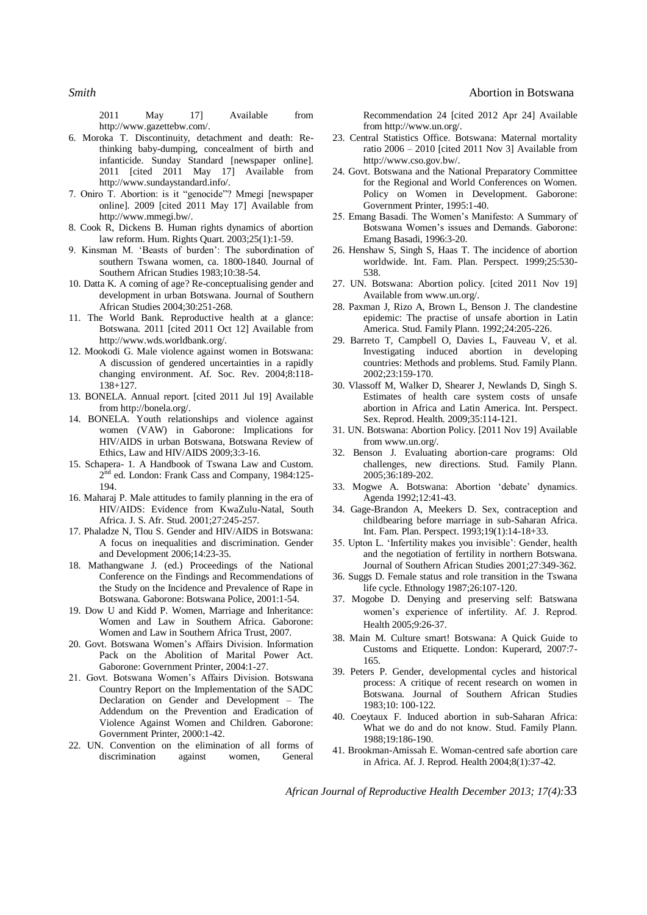2011 May 17] Available from http://www.gazettebw.com/.

6. Moroka T. Discontinuity, detachment and death: Re-thinking baby-dumping, concealment of birth and infanticide. Sunday Standard [newspaper online]. 2011 [cited 2011 May 17] Available from http://www.sundaystandard.info/.
7. Oniro T. Abortion: is it "genocide"? Mmegi [newspaper online]. 2009 [cited 2011 May 17] Available from http://www.mmegi.bw/.
8. Cook R, Dickens B. Human rights dynamics of abortion law reform. Hum. Rights Quart. 2003;25(1):1-59.
9. Kinsman M. 'Beasts of burden': The subordination of southern Tswana women, ca. 1800-1840. Journal of Southern African Studies 1983;10:38-54.
10. Datta K. A coming of age? Re-conceptualising gender and development in urban Botswana. Journal of Southern African Studies 2004;30:251-268.
11. The World Bank. Reproductive health at a glance: Botswana. 2011 [cited 2011 Oct 12] Available from http://www.wds.worldbank.org/.
12. Mookodi G. Male violence against women in Botswana: A discussion of gendered uncertainties in a rapidly changing environment. Af. Soc. Rev. 2004;8:118-138+127.
13. BONELA. Annual report. [cited 2011 Jul 19] Available from http://bonela.org/.
14. BONELA. Youth relationships and violence against women (VAW) in Gaborone: Implications for HIV/AIDS in urban Botswana, Botswana Review of Ethics, Law and HIV/AIDS 2009;3:3-16.
15. Schapera- 1. A Handbook of Tswana Law and Custom. 2nd ed. London: Frank Cass and Company, 1984:125-194.
16. Maharaj P. Male attitudes to family planning in the era of HIV/AIDS: Evidence from KwaZulu-Natal, South Africa. J. S. Afr. Stud. 2001;27:245-257.
17. Phaladze N, Tlou S. Gender and HIV/AIDS in Botswana: A focus on inequalities and discrimination. Gender and Development 2006;14:23-35.
18. Mathangwane J. (ed.) Proceedings of the National Conference on the Findings and Recommendations of the Study on the Incidence and Prevalence of Rape in Botswana. Gaborone: Botswana Police, 2001:1-54.
19. Dow U and Kidd P. Women, Marriage and Inheritance: Women and Law in Southern Africa. Gaborone: Women and Law in Southern Africa Trust, 2007.
20. Govt. Botswana Women's Affairs Division. Information Pack on the Abolition of Marital Power Act. Gaborone: Government Printer, 2004:1-27.
21. Govt. Botswana Women's Affairs Division. Botswana Country Report on the Implementation of the SADC Declaration on Gender and Development – The Addendum on the Prevention and Eradication of Violence Against Women and Children. Gaborone: Government Printer, 2000:1-42.
22. UN. Convention on the elimination of all forms of discrimination against women, General Recommendation 24 [cited 2012 Apr 24] Available from http://www.un.org/.
23. Central Statistics Office. Botswana: Maternal mortality ratio 2006 – 2010 [cited 2011 Nov 3] Available from http://www.cso.gov.bw/.
24. Govt. Botswana and the National Preparatory Committee for the Regional and World Conferences on Women. Policy on Women in Development. Gaborone: Government Printer, 1995:1-40.
25. Emang Basadi. The Women's Manifesto: A Summary of Botswana Women's issues and Demands. Gaborone: Emang Basadi, 1996:3-20.
26. Henshaw S, Singh S, Haas T. The incidence of abortion worldwide. Int. Fam. Plan. Perspect. 1999;25:530-538.
27. UN. Botswana: Abortion policy. [cited 2011 Nov 19] Available from www.un.org/.
28. Paxman J, Rizo A, Brown L, Benson J. The clandestine epidemic: The practise of unsafe abortion in Latin America. Stud. Family Plann. 1992;24:205-226.
29. Barreto T, Campbell O, Davies L, Fauveau V, et al. Investigating induced abortion in developing countries: Methods and problems. Stud. Family Plann. 2002;23:159-170.
30. Vlassoff M, Walker D, Shearer J, Newlands D, Singh S. Estimates of health care system costs of unsafe abortion in Africa and Latin America. Int. Perspect. Sex. Reprod. Health. 2009;35:114-121.
31. UN. Botswana: Abortion Policy. [2011 Nov 19] Available from www.un.org/.
32. Benson J. Evaluating abortion-care programs: Old challenges, new directions. Stud. Family Plann. 2005;36:189-202.
33. Mogwe A. Botswana: Abortion 'debate' dynamics. Agenda 1992;12:41-43.
34. Gage-Brandon A, Meekers D. Sex, contraception and childbearing before marriage in sub-Saharan Africa. Int. Fam. Plan. Perspect. 1993;19(1):14-18+33.
35. Upton L. 'Infertility makes you invisible': Gender, health and the negotiation of fertility in northern Botswana. Journal of Southern African Studies 2001;27:349-362.
36. Suggs D. Female status and role transition in the Tswana life cycle. Ethnology 1987;26:107-120.
37. Mogobe D. Denying and preserving self: Batswana women's experience of infertility. Af. J. Reprod. Health 2005;9:26-37.
38. Main M. Culture smart! Botswana: A Quick Guide to Customs and Etiquette. London: Kuperard, 2007:7-165.
39. Peters P. Gender, developmental cycles and historical process: A critique of recent research on women in Botswana. Journal of Southern African Studies 1983;10: 100-122.
40. Coeytaux F. Induced abortion in sub-Saharan Africa: What we do and do not know. Stud. Family Plann. 1988;19:186-190.
41. Brookman-Amissah E. Woman-centred safe abortion care in Africa. Af. J. Reprod. Health 2004;8(1):37-42.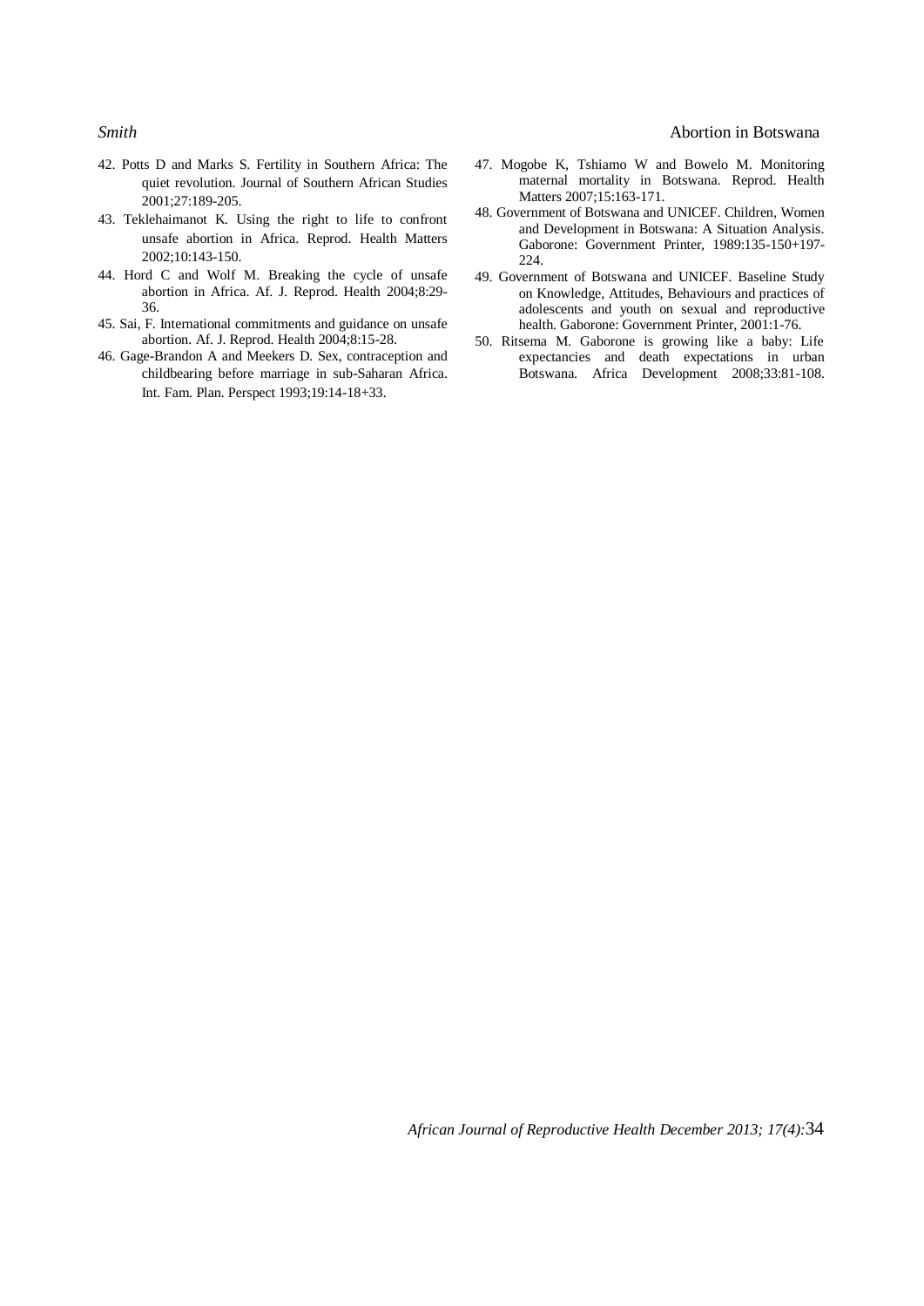42. Potts D and Marks S. Fertility in Southern Africa: The quiet revolution. Journal of Southern African Studies 2001;27:189-205.
43. Teklehaimanot K. Using the right to life to confront unsafe abortion in Africa. Reprod. Health Matters 2002;10:143-150.
44. Hord C and Wolf M. Breaking the cycle of unsafe abortion in Africa. Af. J. Reprod. Health 2004;8:29-36.
45. Sai, F. International commitments and guidance on unsafe abortion. Af. J. Reprod. Health 2004;8:15-28.
46. Gage-Brandon A and Meekers D. Sex, contraception and childbearing before marriage in sub-Saharan Africa. Int. Fam. Plan. Perspect 1993;19:14-18+33.
47. Mogobe K, Tshiamo W and Bowelo M. Monitoring maternal mortality in Botswana. Reprod. Health Matters 2007;15:163-171.
48. Government of Botswana and UNICEF. Children, Women and Development in Botswana: A Situation Analysis. Gaborone: Government Printer, 1989:135-150+197-224.
49. Government of Botswana and UNICEF. Baseline Study on Knowledge, Attitudes, Behaviours and practices of adolescents and youth on sexual and reproductive health. Gaborone: Government Printer, 2001:1-76.
50. Ritsema M. Gaborone is growing like a baby: Life expectancies and death expectations in urban Botswana. Africa Development 2008;33:81-108.